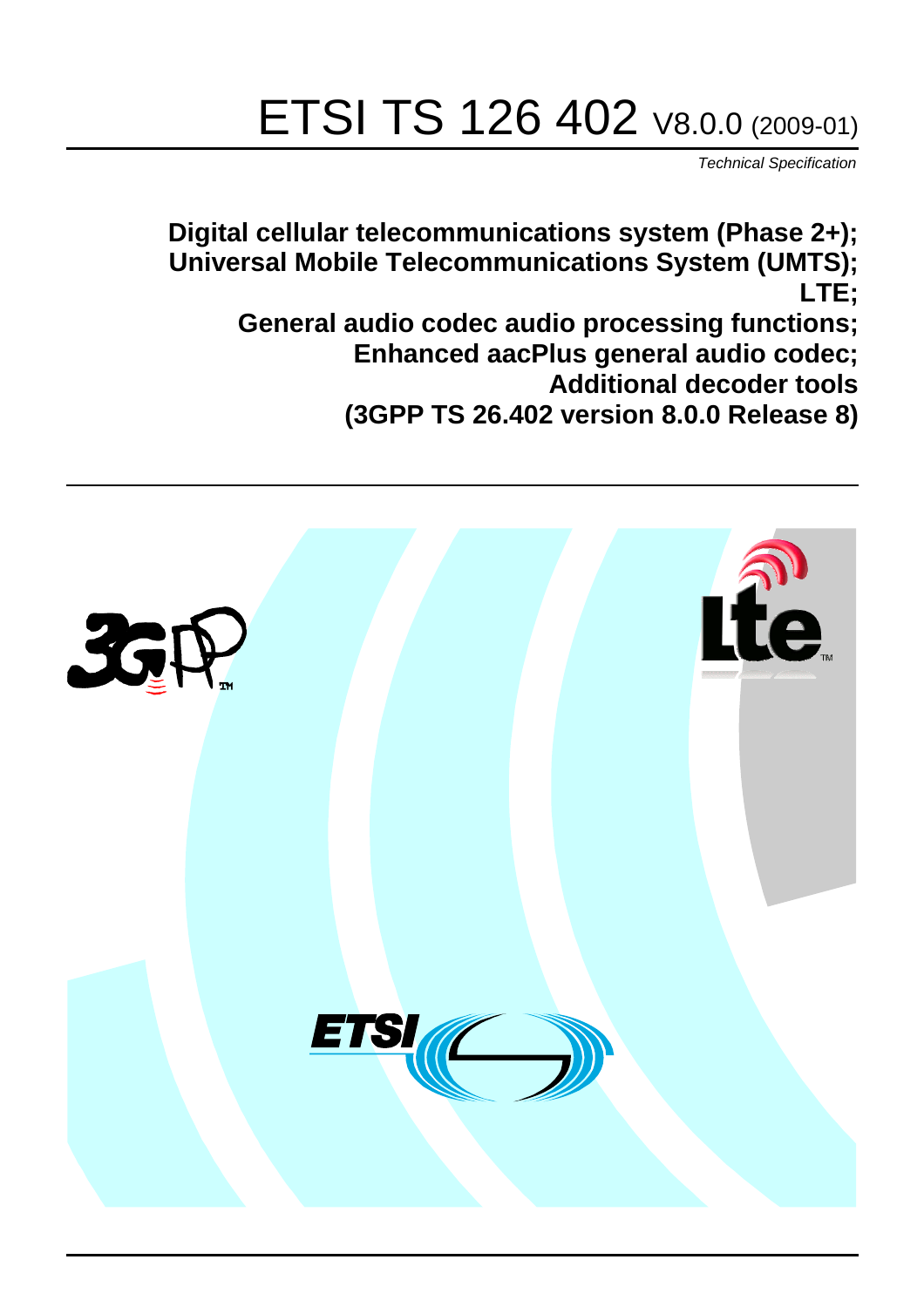# ETSI TS 126 402 V8.0.0 (2009-01)

*Technical Specification*

**Digital cellular telecommunications system (Phase 2+);**
**Universal Mobile Telecommunications System (UMTS);**
**LTE;**
**General audio codec audio processing functions;**
**Enhanced aacPlus general audio codec;**
**Additional decoder tools**
**(3GPP TS 26.402 version 8.0.0 Release 8)**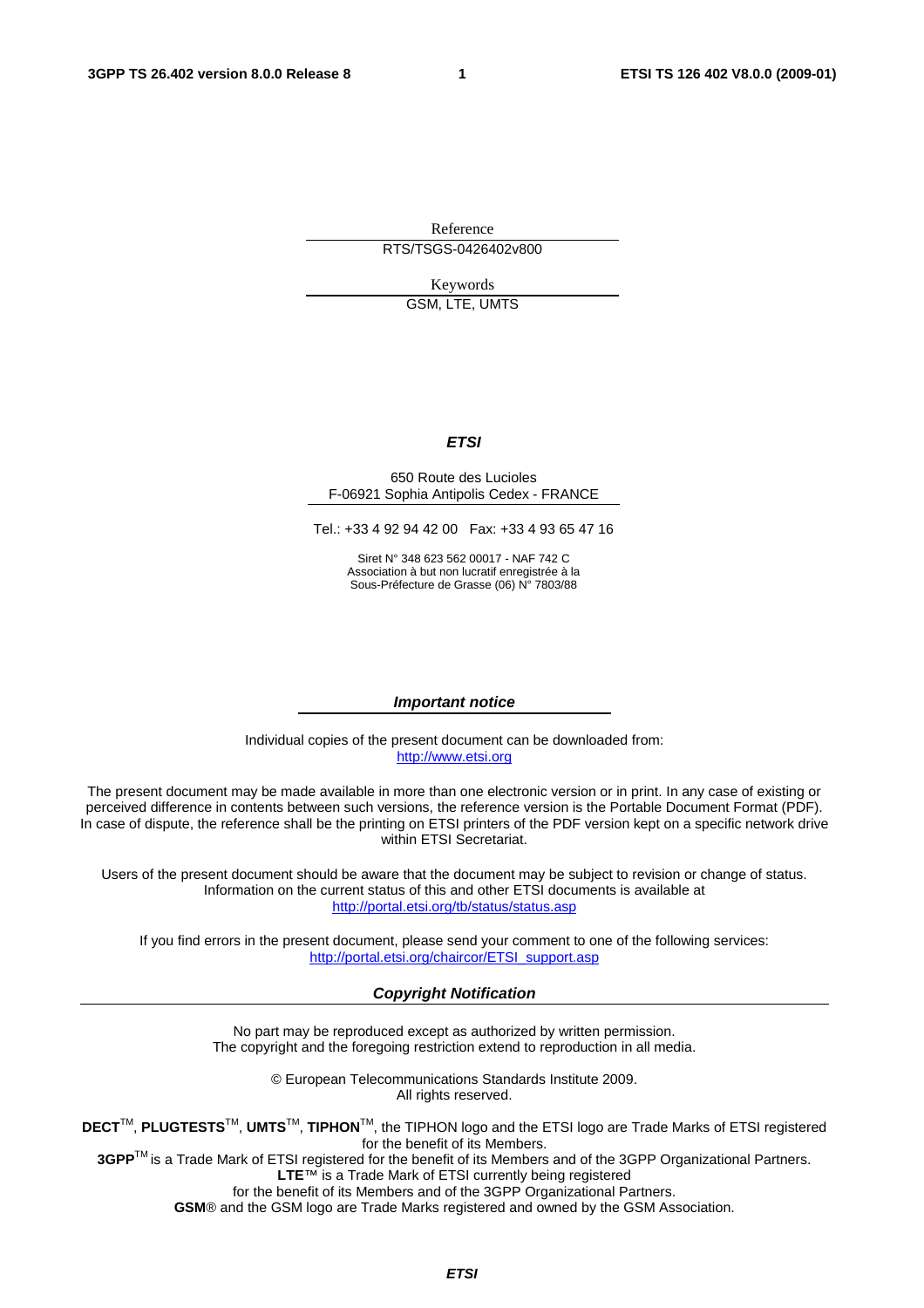Reference

RTS/TSGS-0426402v800

Keywords

GSM, LTE, UMTS

***ETSI***

650 Route des Lucioles
F-06921 Sophia Antipolis Cedex - FRANCE

Tel.: +33 4 92 94 42 00 Fax: +33 4 93 65 47 16

Siret N° 348 623 562 00017 - NAF 742 C
Association à but non lucratif enregistrée à la
Sous-Préfecture de Grasse (06) N° 7803/88

***Important notice***

Individual copies of the present document can be downloaded from:
http://www.etsi.org

The present document may be made available in more than one electronic version or in print. In any case of existing or perceived difference in contents between such versions, the reference version is the Portable Document Format (PDF). In case of dispute, the reference shall be the printing on ETSI printers of the PDF version kept on a specific network drive within ETSI Secretariat.

Users of the present document should be aware that the document may be subject to revision or change of status. Information on the current status of this and other ETSI documents is available at
http://portal.etsi.org/tb/status/status.asp

If you find errors in the present document, please send your comment to one of the following services:
http://portal.etsi.org/chaircor/ETSI_support.asp

***Copyright Notification***

No part may be reproduced except as authorized by written permission.
The copyright and the foregoing restriction extend to reproduction in all media.

© European Telecommunications Standards Institute 2009.
All rights reserved.

**DECT**™, **PLUGTESTS**™, **UMTS**™, **TIPHON**™, the TIPHON logo and the ETSI logo are Trade Marks of ETSI registered for the benefit of its Members.
**3GPP**™ is a Trade Mark of ETSI registered for the benefit of its Members and of the 3GPP Organizational Partners.
**LTE**™ is a Trade Mark of ETSI currently being registered
for the benefit of its Members and of the 3GPP Organizational Partners.
**GSM**® and the GSM logo are Trade Marks registered and owned by the GSM Association.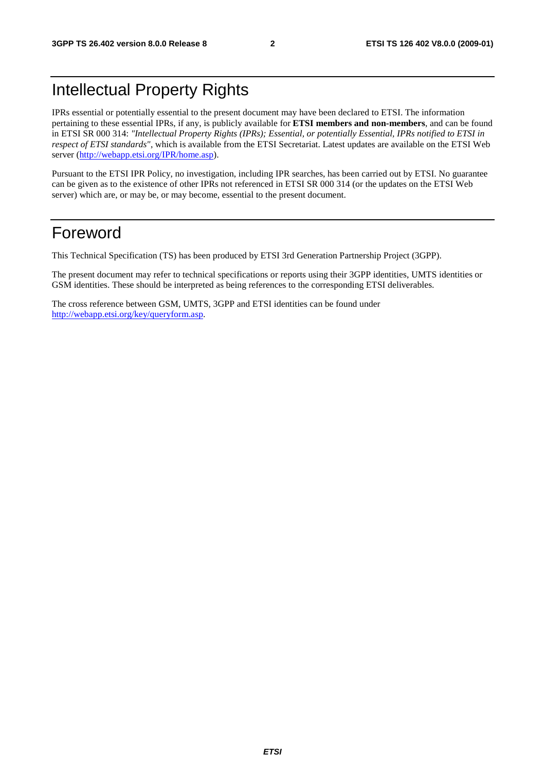# Intellectual Property Rights

IPRs essential or potentially essential to the present document may have been declared to ETSI. The information pertaining to these essential IPRs, if any, is publicly available for **ETSI members and non-members**, and can be found in ETSI SR 000 314: *"Intellectual Property Rights (IPRs); Essential, or potentially Essential, IPRs notified to ETSI in respect of ETSI standards"*, which is available from the ETSI Secretariat. Latest updates are available on the ETSI Web server (http://webapp.etsi.org/IPR/home.asp).

Pursuant to the ETSI IPR Policy, no investigation, including IPR searches, has been carried out by ETSI. No guarantee can be given as to the existence of other IPRs not referenced in ETSI SR 000 314 (or the updates on the ETSI Web server) which are, or may be, or may become, essential to the present document.

# Foreword

This Technical Specification (TS) has been produced by ETSI 3rd Generation Partnership Project (3GPP).

The present document may refer to technical specifications or reports using their 3GPP identities, UMTS identities or GSM identities. These should be interpreted as being references to the corresponding ETSI deliverables.

The cross reference between GSM, UMTS, 3GPP and ETSI identities can be found under http://webapp.etsi.org/key/queryform.asp.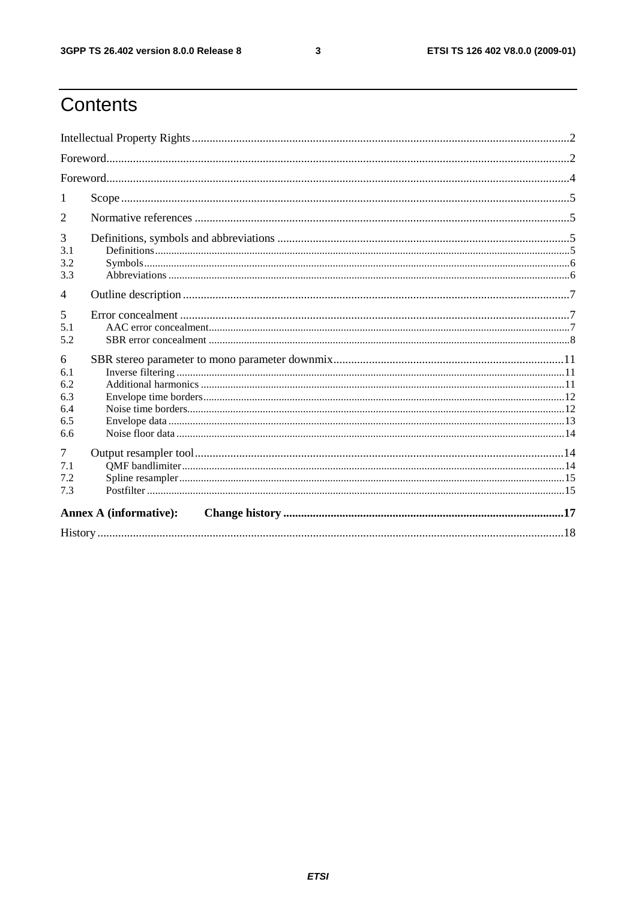# Contents

Intellectual Property Rights ..... 2

Foreword ..... 2

Foreword ..... 4

1 Scope ..... 5

2 Normative references ..... 5

3 Definitions, symbols and abbreviations ..... 5
- 3.1 Definitions ..... 5
- 3.2 Symbols ..... 6
- 3.3 Abbreviations ..... 6

4 Outline description ..... 7

5 Error concealment ..... 7
- 5.1 AAC error concealment ..... 7
- 5.2 SBR error concealment ..... 8

6 SBR stereo parameter to mono parameter downmix ..... 11
- 6.1 Inverse filtering ..... 11
- 6.2 Additional harmonics ..... 11
- 6.3 Envelope time borders ..... 12
- 6.4 Noise time borders ..... 12
- 6.5 Envelope data ..... 13
- 6.6 Noise floor data ..... 14

7 Output resampler tool ..... 14
- 7.1 QMF bandlimiter ..... 14
- 7.2 Spline resampler ..... 15
- 7.3 Postfilter ..... 15

**Annex A (informative): Change history ..... 17**

History ..... 18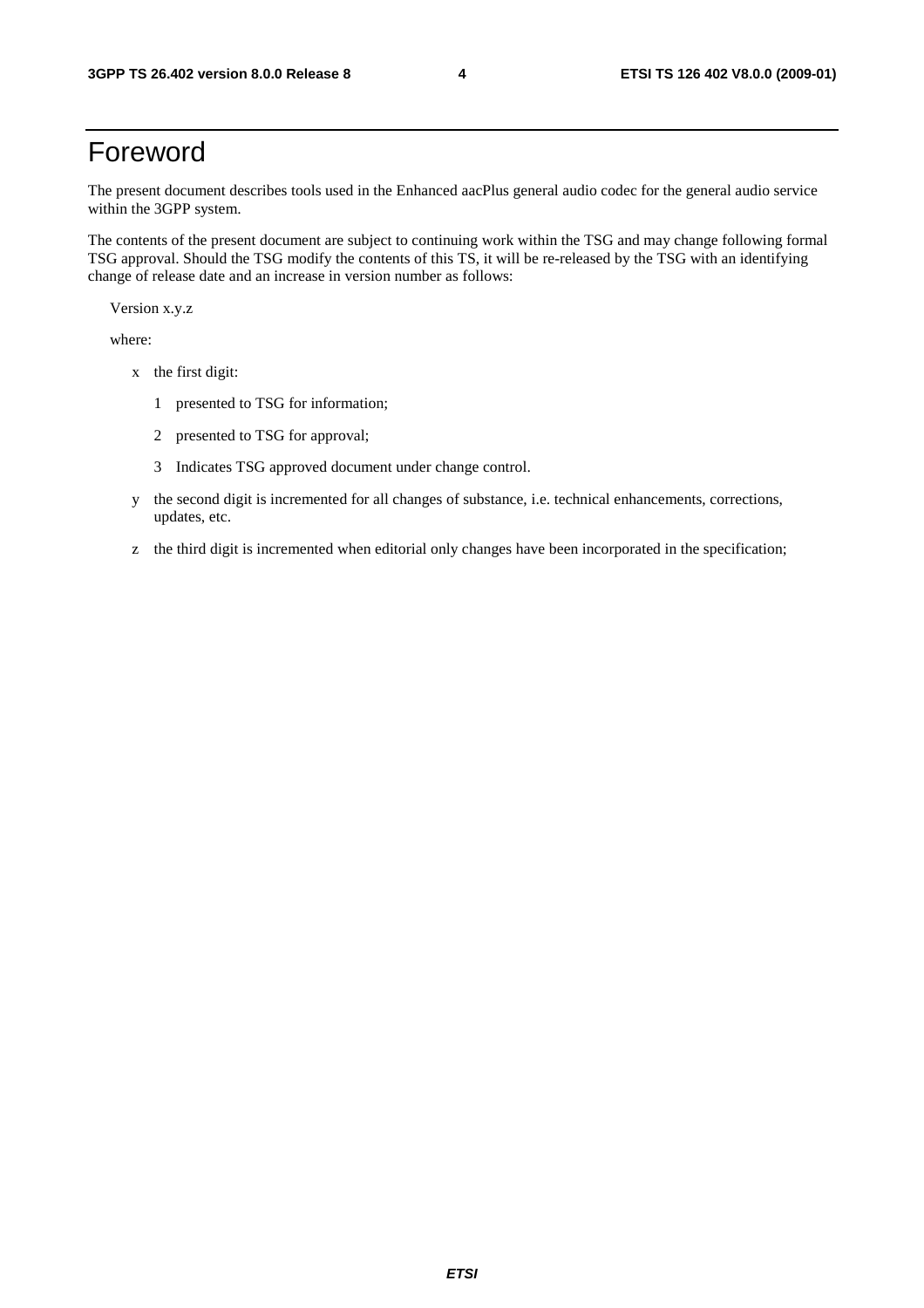# Foreword

The present document describes tools used in the Enhanced aacPlus general audio codec for the general audio service within the 3GPP system.

The contents of the present document are subject to continuing work within the TSG and may change following formal TSG approval. Should the TSG modify the contents of this TS, it will be re-released by the TSG with an identifying change of release date and an increase in version number as follows:

Version x.y.z

where:

- x the first digit:
  - 1 presented to TSG for information;
  - 2 presented to TSG for approval;
  - 3 Indicates TSG approved document under change control.
- y the second digit is incremented for all changes of substance, i.e. technical enhancements, corrections, updates, etc.
- z the third digit is incremented when editorial only changes have been incorporated in the specification;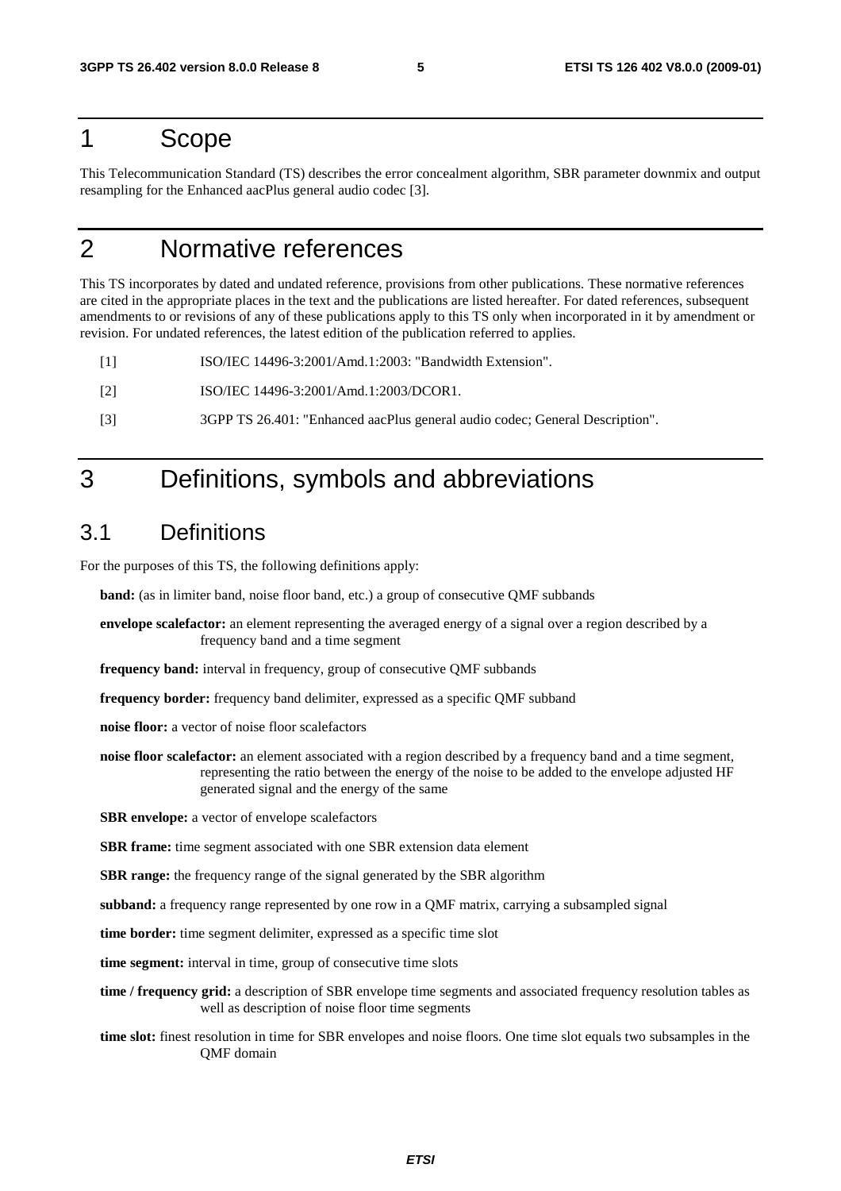# 1 Scope

This Telecommunication Standard (TS) describes the error concealment algorithm, SBR parameter downmix and output resampling for the Enhanced aacPlus general audio codec [3].

# 2 Normative references

This TS incorporates by dated and undated reference, provisions from other publications. These normative references are cited in the appropriate places in the text and the publications are listed hereafter. For dated references, subsequent amendments to or revisions of any of these publications apply to this TS only when incorporated in it by amendment or revision. For undated references, the latest edition of the publication referred to applies.

[1] ISO/IEC 14496-3:2001/Amd.1:2003: "Bandwidth Extension".

[2] ISO/IEC 14496-3:2001/Amd.1:2003/DCOR1.

[3] 3GPP TS 26.401: "Enhanced aacPlus general audio codec; General Description".

# 3 Definitions, symbols and abbreviations

## 3.1 Definitions

For the purposes of this TS, the following definitions apply:

**band:** (as in limiter band, noise floor band, etc.) a group of consecutive QMF subbands

**envelope scalefactor:** an element representing the averaged energy of a signal over a region described by a frequency band and a time segment

**frequency band:** interval in frequency, group of consecutive QMF subbands

**frequency border:** frequency band delimiter, expressed as a specific QMF subband

**noise floor:** a vector of noise floor scalefactors

**noise floor scalefactor:** an element associated with a region described by a frequency band and a time segment, representing the ratio between the energy of the noise to be added to the envelope adjusted HF generated signal and the energy of the same

**SBR envelope:** a vector of envelope scalefactors

**SBR frame:** time segment associated with one SBR extension data element

**SBR range:** the frequency range of the signal generated by the SBR algorithm

**subband:** a frequency range represented by one row in a QMF matrix, carrying a subsampled signal

**time border:** time segment delimiter, expressed as a specific time slot

**time segment:** interval in time, group of consecutive time slots

**time / frequency grid:** a description of SBR envelope time segments and associated frequency resolution tables as well as description of noise floor time segments

**time slot:** finest resolution in time for SBR envelopes and noise floors. One time slot equals two subsamples in the QMF domain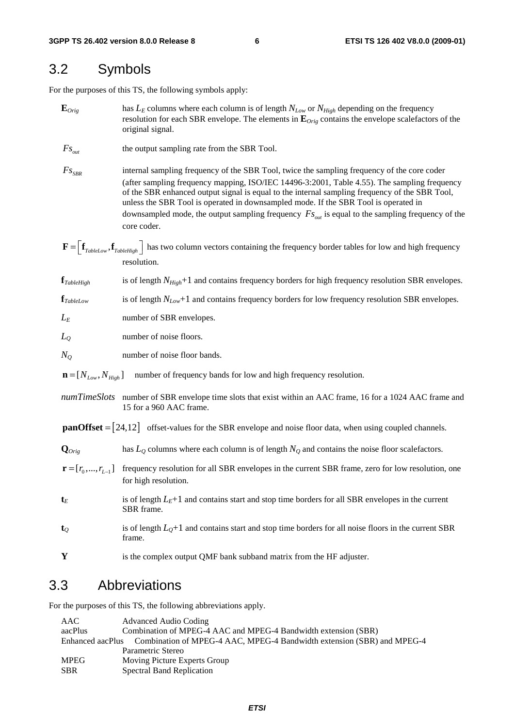## 3.2 Symbols

For the purposes of this TS, the following symbols apply:

$\mathbf{E}_{Orig}$ has $L_E$ columns where each column is of length $N_{Low}$ or $N_{High}$ depending on the frequency resolution for each SBR envelope. The elements in $\mathbf{E}_{Orig}$ contains the envelope scalefactors of the original signal.

$Fs_{out}$ the output sampling rate from the SBR Tool.

$Fs_{SBR}$ internal sampling frequency of the SBR Tool, twice the sampling frequency of the core coder (after sampling frequency mapping, ISO/IEC 14496-3:2001, Table 4.55). The sampling frequency of the SBR enhanced output signal is equal to the internal sampling frequency of the SBR Tool, unless the SBR Tool is operated in downsampled mode. If the SBR Tool is operated in downsampled mode, the output sampling frequency $Fs_{out}$ is equal to the sampling frequency of the core coder.

$\mathbf{F} = \left[\mathbf{f}_{TableLow}, \mathbf{f}_{TableHigh}\right]$ has two column vectors containing the frequency border tables for low and high frequency resolution.

$\mathbf{f}_{TableHigh}$ is of length $N_{High}+1$ and contains frequency borders for high frequency resolution SBR envelopes.

$\mathbf{f}_{TableLow}$ is of length $N_{Low}+1$ and contains frequency borders for low frequency resolution SBR envelopes.

$L_E$ number of SBR envelopes.

$L_Q$ number of noise floors.

$N_Q$ number of noise floor bands.

$\mathbf{n} = [N_{Low}, N_{High}]$ number of frequency bands for low and high frequency resolution.

*numTimeSlots* number of SBR envelope time slots that exist within an AAC frame, 16 for a 1024 AAC frame and 15 for a 960 AAC frame.

$\mathbf{panOffset} = [24, 12]$ offset-values for the SBR envelope and noise floor data, when using coupled channels.

$\mathbf{Q}_{Orig}$ has $L_Q$ columns where each column is of length $N_Q$ and contains the noise floor scalefactors.

$\mathbf{r} = [r_0, ..., r_{L-1}]$ frequency resolution for all SBR envelopes in the current SBR frame, zero for low resolution, one for high resolution.

$\mathbf{t}_E$ is of length $L_E+1$ and contains start and stop time borders for all SBR envelopes in the current SBR frame.

$\mathbf{t}_Q$ is of length $L_Q+1$ and contains start and stop time borders for all noise floors in the current SBR frame.

$\mathbf{Y}$ is the complex output QMF bank subband matrix from the HF adjuster.

## 3.3 Abbreviations

For the purposes of this TS, the following abbreviations apply.

| | |
|---|---|
| AAC | Advanced Audio Coding |
| aacPlus | Combination of MPEG-4 AAC and MPEG-4 Bandwidth extension (SBR) |
| Enhanced aacPlus | Combination of MPEG-4 AAC, MPEG-4 Bandwidth extension (SBR) and MPEG-4 Parametric Stereo |
| MPEG | Moving Picture Experts Group |
| SBR | Spectral Band Replication |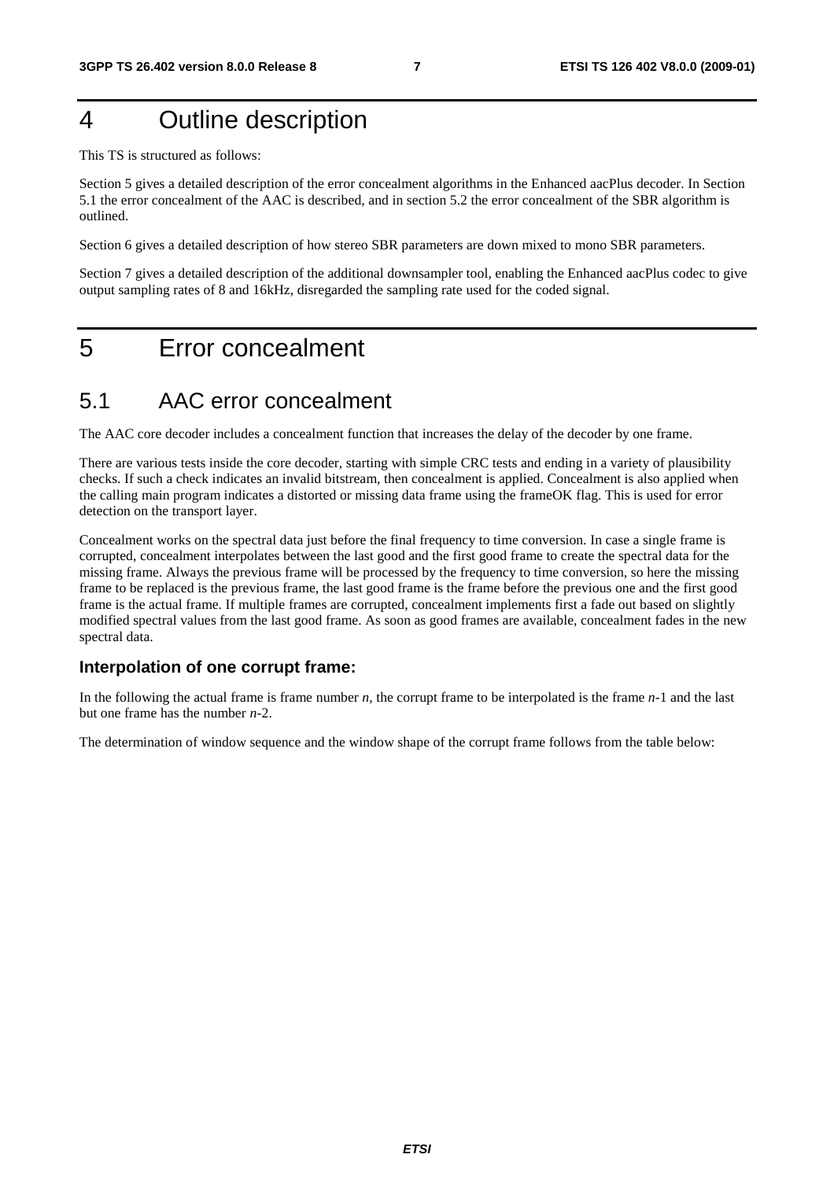# 4 Outline description

This TS is structured as follows:

Section 5 gives a detailed description of the error concealment algorithms in the Enhanced aacPlus decoder. In Section 5.1 the error concealment of the AAC is described, and in section 5.2 the error concealment of the SBR algorithm is outlined.

Section 6 gives a detailed description of how stereo SBR parameters are down mixed to mono SBR parameters.

Section 7 gives a detailed description of the additional downsampler tool, enabling the Enhanced aacPlus codec to give output sampling rates of 8 and 16kHz, disregarded the sampling rate used for the coded signal.

# 5 Error concealment

## 5.1 AAC error concealment

The AAC core decoder includes a concealment function that increases the delay of the decoder by one frame.

There are various tests inside the core decoder, starting with simple CRC tests and ending in a variety of plausibility checks. If such a check indicates an invalid bitstream, then concealment is applied. Concealment is also applied when the calling main program indicates a distorted or missing data frame using the frameOK flag. This is used for error detection on the transport layer.

Concealment works on the spectral data just before the final frequency to time conversion. In case a single frame is corrupted, concealment interpolates between the last good and the first good frame to create the spectral data for the missing frame. Always the previous frame will be processed by the frequency to time conversion, so here the missing frame to be replaced is the previous frame, the last good frame is the frame before the previous one and the first good frame is the actual frame. If multiple frames are corrupted, concealment implements first a fade out based on slightly modified spectral values from the last good frame. As soon as good frames are available, concealment fades in the new spectral data.

### Interpolation of one corrupt frame:

In the following the actual frame is frame number *n*, the corrupt frame to be interpolated is the frame *n*-1 and the last but one frame has the number *n*-2.

The determination of window sequence and the window shape of the corrupt frame follows from the table below: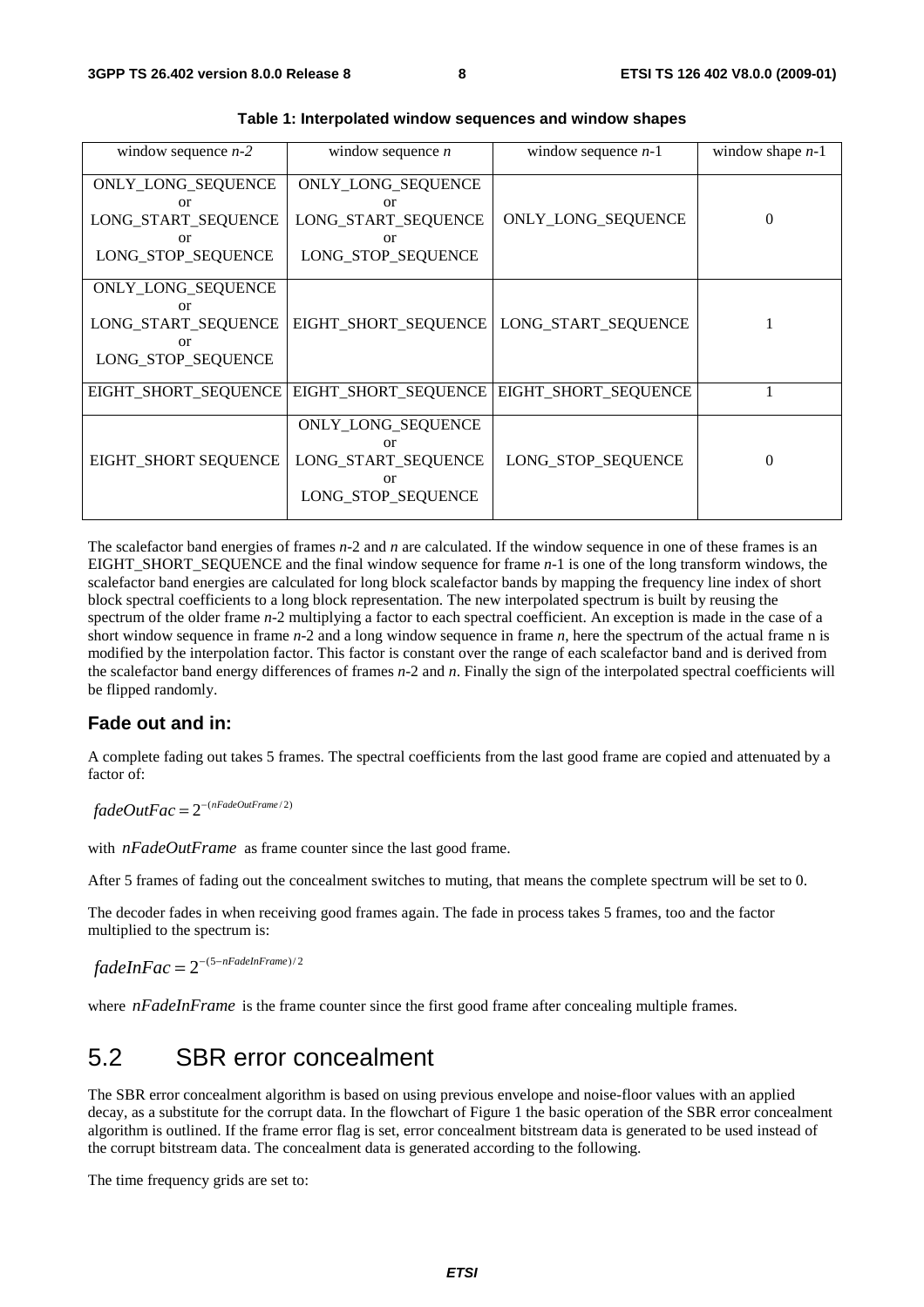**Table 1: Interpolated window sequences and window shapes**

| window sequence *n-2* | window sequence *n* | window sequence *n*-1 | window shape *n*-1 |
|---|---|---|---|
| ONLY_LONG_SEQUENCE or LONG_START_SEQUENCE or LONG_STOP_SEQUENCE | ONLY_LONG_SEQUENCE or LONG_START_SEQUENCE or LONG_STOP_SEQUENCE | ONLY_LONG_SEQUENCE | 0 |
| ONLY_LONG_SEQUENCE or LONG_START_SEQUENCE or LONG_STOP_SEQUENCE | EIGHT_SHORT_SEQUENCE | LONG_START_SEQUENCE | 1 |
| EIGHT_SHORT_SEQUENCE | EIGHT_SHORT_SEQUENCE | EIGHT_SHORT_SEQUENCE | 1 |
| EIGHT_SHORT SEQUENCE | ONLY_LONG_SEQUENCE or LONG_START_SEQUENCE or LONG_STOP_SEQUENCE | LONG_STOP_SEQUENCE | 0 |

The scalefactor band energies of frames *n*-2 and *n* are calculated. If the window sequence in one of these frames is an EIGHT_SHORT_SEQUENCE and the final window sequence for frame *n*-1 is one of the long transform windows, the scalefactor band energies are calculated for long block scalefactor bands by mapping the frequency line index of short block spectral coefficients to a long block representation. The new interpolated spectrum is built by reusing the spectrum of the older frame *n*-2 multiplying a factor to each spectral coefficient. An exception is made in the case of a short window sequence in frame *n*-2 and a long window sequence in frame *n*, here the spectrum of the actual frame n is modified by the interpolation factor. This factor is constant over the range of each scalefactor band and is derived from the scalefactor band energy differences of frames *n*-2 and *n*. Finally the sign of the interpolated spectral coefficients will be flipped randomly.

### Fade out and in:

A complete fading out takes 5 frames. The spectral coefficients from the last good frame are copied and attenuated by a factor of:

$$fadeOutFac = 2^{-(nFadeOutFrame/2)}$$

with $nFadeOutFrame$ as frame counter since the last good frame.

After 5 frames of fading out the concealment switches to muting, that means the complete spectrum will be set to 0.

The decoder fades in when receiving good frames again. The fade in process takes 5 frames, too and the factor multiplied to the spectrum is:

$$fadeInFac = 2^{-(5-nFadeInFrame)/2}$$

where $nFadeInFrame$ is the frame counter since the first good frame after concealing multiple frames.

## 5.2 SBR error concealment

The SBR error concealment algorithm is based on using previous envelope and noise-floor values with an applied decay, as a substitute for the corrupt data. In the flowchart of Figure 1 the basic operation of the SBR error concealment algorithm is outlined. If the frame error flag is set, error concealment bitstream data is generated to be used instead of the corrupt bitstream data. The concealment data is generated according to the following.

The time frequency grids are set to: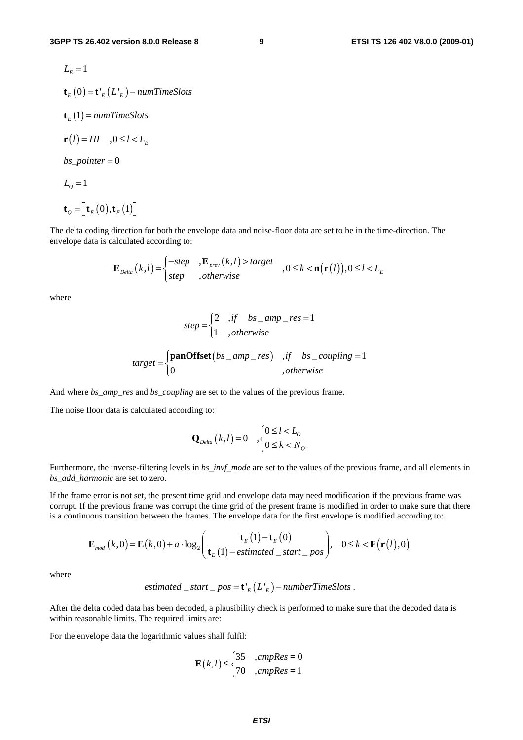$$L_E = 1$$

$$\mathbf{t}_E(0) = \mathbf{t}'_E(L'_E) - numTimeSlots$$

$$\mathbf{t}_E(1) = numTimeSlots$$

$$\mathbf{r}(l) = HI \quad ,0 \le l < L_E$$

$$bs\_pointer = 0$$

$$L_Q = 1$$

$$\mathbf{t}_Q = \left[\mathbf{t}_E(0), \mathbf{t}_E(1)\right]$$

The delta coding direction for both the envelope data and noise-floor data are set to be in the time-direction. The envelope data is calculated according to:

$$\mathbf{E}_{Delta}(k,l) = \begin{cases} -step & ,\mathbf{E}_{prev}(k,l) > target \\ step & ,otherwise \end{cases} \quad ,0 \le k < \mathbf{n}(\mathbf{r}(l)), 0 \le l < L_E$$

where

$$step = \begin{cases} 2 & ,if \quad bs\_amp\_res = 1 \\ 1 & ,otherwise \end{cases}$$

$$target = \begin{cases} \mathbf{panOffset}(bs\_amp\_res) & ,if \quad bs\_coupling = 1 \\ 0 & ,otherwise \end{cases}$$

And where *bs_amp_res* and *bs_coupling* are set to the values of the previous frame.

The noise floor data is calculated according to:

$$\mathbf{Q}_{Delta}(k,l) = 0 \quad ,\begin{cases} 0 \le l < L_Q \\ 0 \le k < N_Q \end{cases}$$

Furthermore, the inverse-filtering levels in *bs_invf_mode* are set to the values of the previous frame, and all elements in *bs_add_harmonic* are set to zero.

If the frame error is not set, the present time grid and envelope data may need modification if the previous frame was corrupt. If the previous frame was corrupt the time grid of the present frame is modified in order to make sure that there is a continuous transition between the frames. The envelope data for the first envelope is modified according to:

$$\mathbf{E}_{mod}(k,0) = \mathbf{E}(k,0) + a \cdot \log_2\left(\frac{\mathbf{t}_E(1) - \mathbf{t}_E(0)}{\mathbf{t}_E(1) - estimated\_start\_pos}\right), \quad 0 \le k < \mathbf{F}(\mathbf{r}(l), 0)$$

where

$$estimated\_start\_pos = \mathbf{t}'_E(L'_E) - numberTimeSlots\,.$$

After the delta coded data has been decoded, a plausibility check is performed to make sure that the decoded data is within reasonable limits. The required limits are:

For the envelope data the logarithmic values shall fulfil:

$$\mathbf{E}(k,l) \le \begin{cases} 35 & ,ampRes = 0 \\ 70 & ,ampRes = 1 \end{cases}$$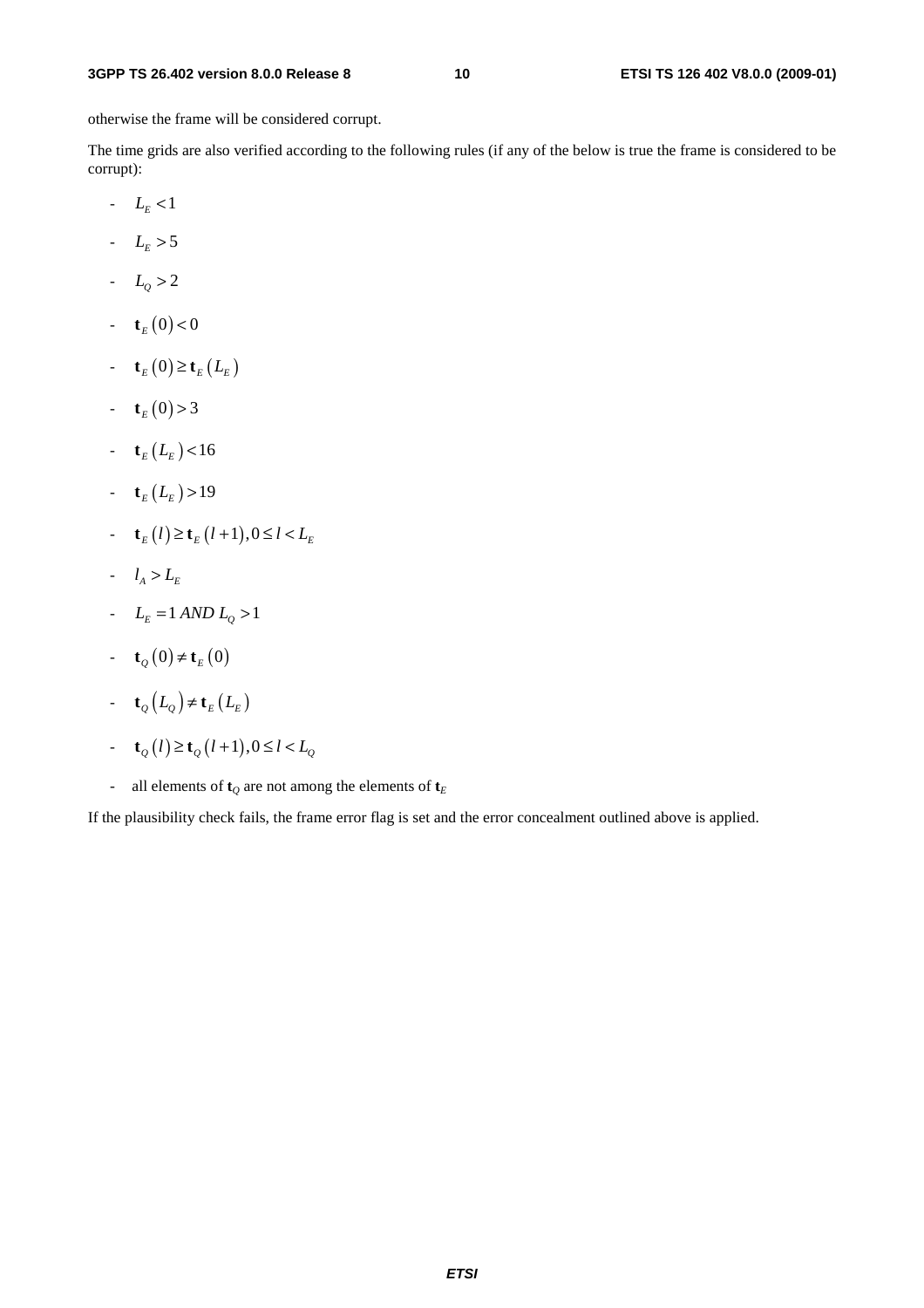otherwise the frame will be considered corrupt.

The time grids are also verified according to the following rules (if any of the below is true the frame is considered to be corrupt):

- $L_E < 1$
- $L_E > 5$
- $L_Q > 2$
- $\mathbf{t}_E(0) < 0$
- $\mathbf{t}_E(0) \geq \mathbf{t}_E(L_E)$
- $\mathbf{t}_E(0) > 3$
- $\mathbf{t}_E(L_E) < 16$
- $\mathbf{t}_E(L_E) > 19$
- $\mathbf{t}_E(l) \geq \mathbf{t}_E(l+1), 0 \leq l < L_E$
- $l_A > L_E$
- $L_E = 1 \; AND \; L_Q > 1$
- $\mathbf{t}_Q(0) \neq \mathbf{t}_E(0)$
- $\mathbf{t}_Q(L_Q) \neq \mathbf{t}_E(L_E)$
- $\mathbf{t}_Q(l) \geq \mathbf{t}_Q(l+1), 0 \leq l < L_Q$
- all elements of $\mathbf{t}_Q$ are not among the elements of $\mathbf{t}_E$

If the plausibility check fails, the frame error flag is set and the error concealment outlined above is applied.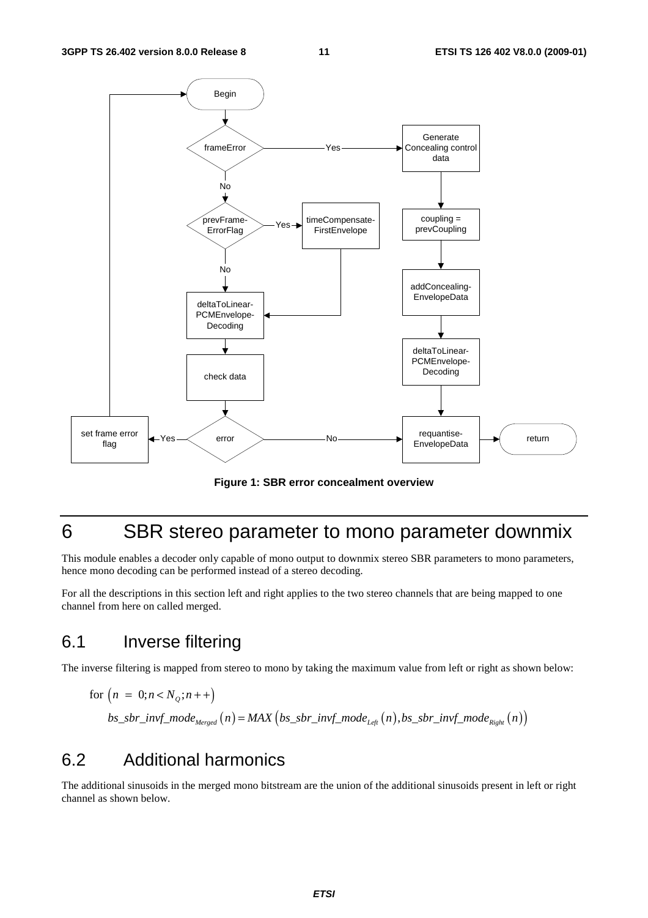**Figure 1: SBR error concealment overview**

# 6 SBR stereo parameter to mono parameter downmix

This module enables a decoder only capable of mono output to downmix stereo SBR parameters to mono parameters, hence mono decoding can be performed instead of a stereo decoding.

For all the descriptions in this section left and right applies to the two stereo channels that are being mapped to one channel from here on called merged.

## 6.1 Inverse filtering

The inverse filtering is mapped from stereo to mono by taking the maximum value from left or right as shown below:

$$\text{for } \left(n = 0; n < N_Q; n{+}{+}\right)$$

$$bs\_sbr\_invf\_mode_{Merged}\left(n\right) = MAX\left(bs\_sbr\_invf\_mode_{Left}\left(n\right), bs\_sbr\_invf\_mode_{Right}\left(n\right)\right)$$

## 6.2 Additional harmonics

The additional sinusoids in the merged mono bitstream are the union of the additional sinusoids present in left or right channel as shown below.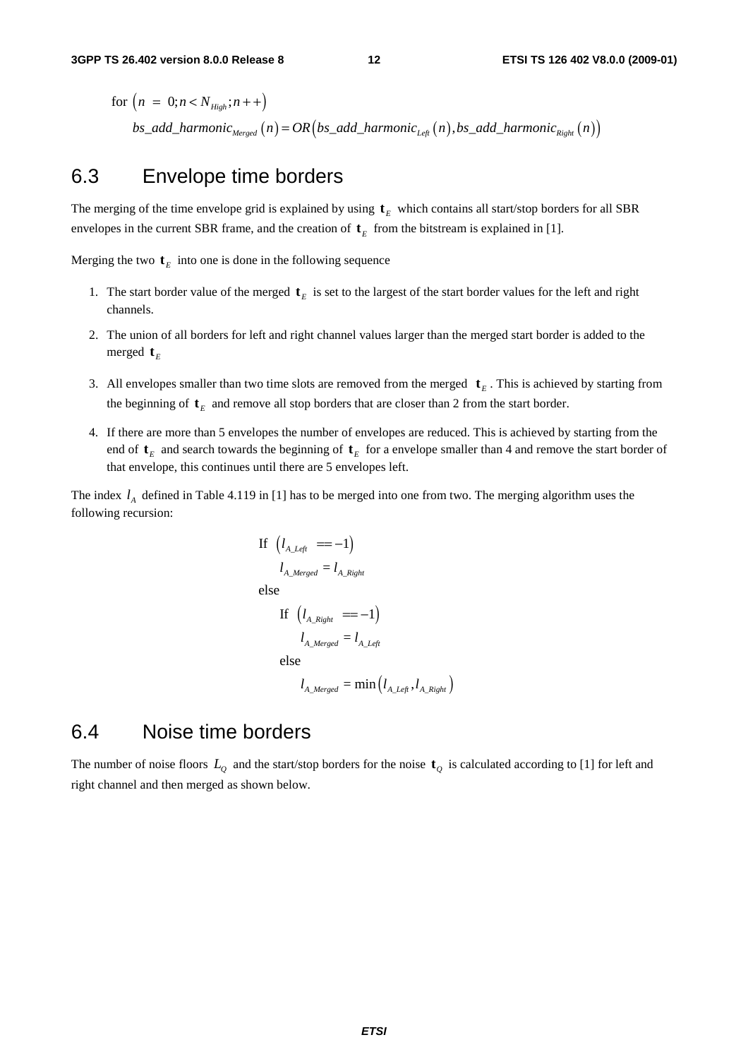$$
\begin{aligned}
&\text{for } \left(n = 0; n < N_{High}; n{+}{+}\right) \\
&\qquad bs\_add\_harmonic_{Merged}\left(n\right) = OR\left(bs\_add\_harmonic_{Left}\left(n\right), bs\_add\_harmonic_{Right}\left(n\right)\right)
\end{aligned}
$$

## 6.3 Envelope time borders

The merging of the time envelope grid is explained by using $\mathbf{t}_E$ which contains all start/stop borders for all SBR envelopes in the current SBR frame, and the creation of $\mathbf{t}_E$ from the bitstream is explained in [1].

Merging the two $\mathbf{t}_E$ into one is done in the following sequence

1. The start border value of the merged $\mathbf{t}_E$ is set to the largest of the start border values for the left and right channels.
2. The union of all borders for left and right channel values larger than the merged start border is added to the merged $\mathbf{t}_E$
3. All envelopes smaller than two time slots are removed from the merged $\mathbf{t}_E$. This is achieved by starting from the beginning of $\mathbf{t}_E$ and remove all stop borders that are closer than 2 from the start border.
4. If there are more than 5 envelopes the number of envelopes are reduced. This is achieved by starting from the end of $\mathbf{t}_E$ and search towards the beginning of $\mathbf{t}_E$ for a envelope smaller than 4 and remove the start border of that envelope, this continues until there are 5 envelopes left.

The index $l_A$ defined in Table 4.119 in [1] has to be merged into one from two. The merging algorithm uses the following recursion:

$$
\begin{aligned}
&\text{If } \left(l_{A\_Left} == -1\right) \\
&\qquad l_{A\_Merged} = l_{A\_Right} \\
&\text{else} \\
&\qquad \text{If } \left(l_{A\_Right} == -1\right) \\
&\qquad\qquad l_{A\_Merged} = l_{A\_Left} \\
&\qquad \text{else} \\
&\qquad\qquad l_{A\_Merged} = \min\left(l_{A\_Left}, l_{A\_Right}\right)
\end{aligned}
$$

## 6.4 Noise time borders

The number of noise floors $L_Q$ and the start/stop borders for the noise $\mathbf{t}_Q$ is calculated according to [1] for left and right channel and then merged as shown below.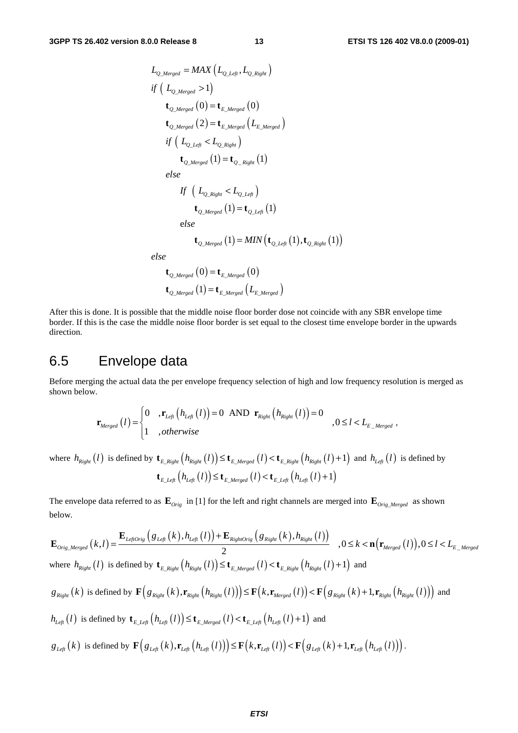$$
\begin{aligned}
& L_{Q\_Merged} = MAX\left(L_{Q\_Left}, L_{Q\_Right}\right) \\
& if\ \left(\ L_{Q\_Merged} > 1\right) \\
& \quad \mathbf{t}_{Q\_Merged}\left(0\right) = \mathbf{t}_{E\_Merged}\left(0\right) \\
& \quad \mathbf{t}_{Q\_Merged}\left(2\right) = \mathbf{t}_{E\_Merged}\left(L_{E\_Merged}\right) \\
& \quad if\ \left(\ L_{Q\_Left} < L_{Q\_Right}\right) \\
& \quad \quad \mathbf{t}_{Q\_Merged}\left(1\right) = \mathbf{t}_{Q\_Right}\left(1\right) \\
& \quad else \\
& \quad \quad If\ \left(\ L_{Q\_Right} < L_{Q\_Left}\right) \\
& \quad \quad \quad \mathbf{t}_{Q\_Merged}\left(1\right) = \mathbf{t}_{Q\_Left}\left(1\right) \\
& \quad \quad else \\
& \quad \quad \quad \mathbf{t}_{Q\_Merged}\left(1\right) = MIN\left(\mathbf{t}_{Q\_Left}\left(1\right), \mathbf{t}_{Q\_Right}\left(1\right)\right) \\
& else \\
& \quad \mathbf{t}_{Q\_Merged}\left(0\right) = \mathbf{t}_{E\_Merged}\left(0\right) \\
& \quad \mathbf{t}_{Q\_Merged}\left(1\right) = \mathbf{t}_{E\_Merged}\left(L_{E\_Merged}\right)
\end{aligned}
$$

After this is done. It is possible that the middle noise floor border dose not coincide with any SBR envelope time border. If this is the case the middle noise floor border is set equal to the closest time envelope border in the upwards direction.

## 6.5 Envelope data

Before merging the actual data the per envelope frequency selection of high and low frequency resolution is merged as shown below.

$$
\mathbf{r}_{Merged}\left(l\right) = \begin{cases} 0 & , \mathbf{r}_{Left}\left(h_{Left}\left(l\right)\right) = 0 \ \text{ AND } \ \mathbf{r}_{Right}\left(h_{Right}\left(l\right)\right) = 0 \\ 1 & , otherwise \end{cases} \quad , 0 \le l < L_{E\_Merged} \,,
$$

where $h_{Right}\left(l\right)$ is defined by $\mathbf{t}_{E\_Right}\left(h_{Right}\left(l\right)\right) \le \mathbf{t}_{E\_Merged}\left(l\right) < \mathbf{t}_{E\_Right}\left(h_{Right}\left(l\right)+1\right)$ and $h_{Left}\left(l\right)$ is defined by

$$
\mathbf{t}_{E\_Left}\left(h_{Left}\left(l\right)\right) \le \mathbf{t}_{E\_Merged}\left(l\right) < \mathbf{t}_{E\_Left}\left(h_{Left}\left(l\right)+1\right)
$$

The envelope data referred to as $\mathbf{E}_{Orig}$ in [1] for the left and right channels are merged into $\mathbf{E}_{Orig\_Merged}$ as shown below.

$$
\mathbf{E}_{Orig\_Merged}\left(k,l\right) = \frac{\mathbf{E}_{LeftOrig}\left(g_{Left}\left(k\right), h_{Left}\left(l\right)\right) + \mathbf{E}_{RightOrig}\left(g_{Right}\left(k\right), h_{Right}\left(l\right)\right)}{2} \quad , 0 \le k < \mathbf{n}\left(\mathbf{r}_{Merged}\left(l\right)\right), 0 \le l < L_{E\_Merged}
$$

where $h_{Right}\left(l\right)$ is defined by $\mathbf{t}_{E\_Right}\left(h_{Right}\left(l\right)\right) \le \mathbf{t}_{E\_Merged}\left(l\right) < \mathbf{t}_{E\_Right}\left(h_{Right}\left(l\right)+1\right)$ and

$g_{Right}\left(k\right)$ is defined by $\mathbf{F}\left(g_{Right}\left(k\right), \mathbf{r}_{Right}\left(h_{Right}\left(l\right)\right)\right) \le \mathbf{F}\left(k, \mathbf{r}_{Merged}\left(l\right)\right) < \mathbf{F}\left(g_{Right}\left(k\right)+1, \mathbf{r}_{Right}\left(h_{Right}\left(l\right)\right)\right)$ and

$h_{Left}\left(l\right)$ is defined by $\mathbf{t}_{E\_Left}\left(h_{Left}\left(l\right)\right) \le \mathbf{t}_{E\_Merged}\left(l\right) < \mathbf{t}_{E\_Left}\left(h_{Left}\left(l\right)+1\right)$ and

$g_{Left}\left(k\right)$ is defined by $\mathbf{F}\left(g_{Left}\left(k\right), \mathbf{r}_{Left}\left(h_{Left}\left(l\right)\right)\right) \le \mathbf{F}\left(k, \mathbf{r}_{Left}\left(l\right)\right) < \mathbf{F}\left(g_{Left}\left(k\right)+1, \mathbf{r}_{Left}\left(h_{Left}\left(l\right)\right)\right)$.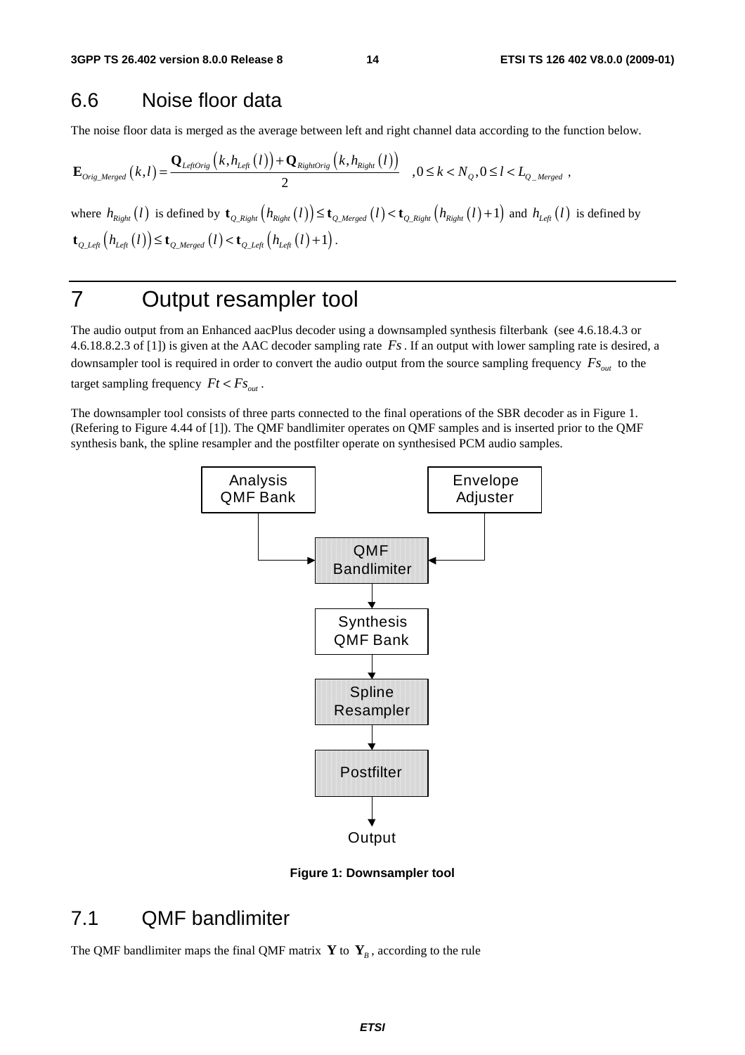## 6.6 Noise floor data

The noise floor data is merged as the average between left and right channel data according to the function below.

$$\mathbf{E}_{Orig\_Merged}(k,l) = \frac{\mathbf{Q}_{LeftOrig}\left(k, h_{Left}(l)\right) + \mathbf{Q}_{RightOrig}\left(k, h_{Right}(l)\right)}{2} \quad ,0 \le k < N_Q, 0 \le l < L_{Q\_Merged} \ ,$$

where $h_{Right}(l)$ is defined by $\mathbf{t}_{Q\_Right}\left(h_{Right}(l)\right) \le \mathbf{t}_{Q\_Merged}(l) < \mathbf{t}_{Q\_Right}\left(h_{Right}(l)+1\right)$ and $h_{Left}(l)$ is defined by $\mathbf{t}_{Q\_Left}\left(h_{Left}(l)\right) \le \mathbf{t}_{Q\_Merged}(l) < \mathbf{t}_{Q\_Left}\left(h_{Left}(l)+1\right)$.

# 7 Output resampler tool

The audio output from an Enhanced aacPlus decoder using a downsampled synthesis filterbank (see 4.6.18.4.3 or 4.6.18.8.2.3 of [1]) is given at the AAC decoder sampling rate $Fs$. If an output with lower sampling rate is desired, a downsampler tool is required in order to convert the audio output from the source sampling frequency $Fs_{out}$ to the target sampling frequency $Ft < Fs_{out}$.

The downsampler tool consists of three parts connected to the final operations of the SBR decoder as in Figure 1. (Refering to Figure 4.44 of [1]). The QMF bandlimiter operates on QMF samples and is inserted prior to the QMF synthesis bank, the spline resampler and the postfilter operate on synthesised PCM audio samples.

**Figure 1: Downsampler tool**

## 7.1 QMF bandlimiter

The QMF bandlimiter maps the final QMF matrix $\mathbf{Y}$ to $\mathbf{Y}_B$, according to the rule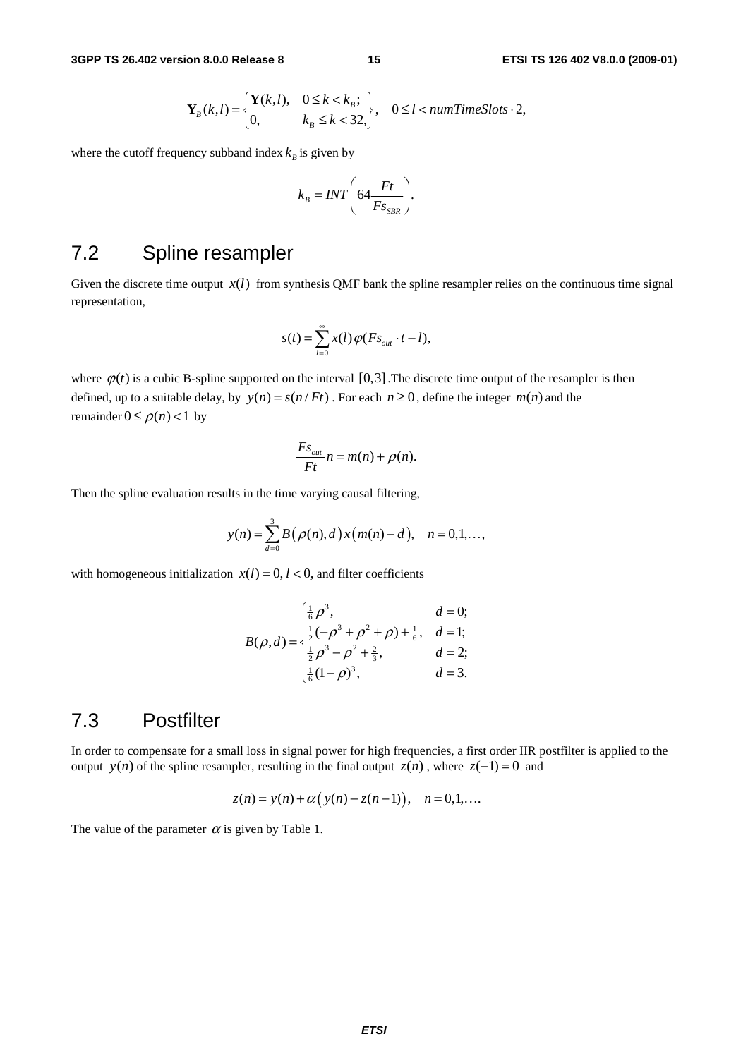$$\mathbf{Y}_B(k,l) = \begin{cases} \mathbf{Y}(k,l), & 0 \le k < k_B; \\ 0, & k_B \le k < 32, \end{cases}, \quad 0 \le l < numTimeSlots \cdot 2,$$

where the cutoff frequency subband index $k_B$ is given by

$$k_B = INT\left(64 \frac{Ft}{Fs_{SBR}}\right).$$

## 7.2 Spline resampler

Given the discrete time output $x(l)$ from synthesis QMF bank the spline resampler relies on the continuous time signal representation,

$$s(t) = \sum_{l=0}^{\infty} x(l)\,\varphi(Fs_{out} \cdot t - l),$$

where $\varphi(t)$ is a cubic B-spline supported on the interval $[0,3]$. The discrete time output of the resampler is then defined, up to a suitable delay, by $y(n) = s(n/Ft)$. For each $n \ge 0$, define the integer $m(n)$ and the remainder $0 \le \rho(n) < 1$ by

$$\frac{Fs_{out}}{Ft} n = m(n) + \rho(n).$$

Then the spline evaluation results in the time varying causal filtering,

$$y(n) = \sum_{d=0}^{3} B\big(\rho(n), d\big)\, x\big(m(n) - d\big), \quad n = 0,1,\ldots,$$

with homogeneous initialization $x(l) = 0, l < 0$, and filter coefficients

$$B(\rho, d) = \begin{cases} \frac{1}{6}\rho^3, & d = 0; \\ \frac{1}{2}(-\rho^3 + \rho^2 + \rho) + \frac{1}{6}, & d = 1; \\ \frac{1}{2}\rho^3 - \rho^2 + \frac{2}{3}, & d = 2; \\ \frac{1}{6}(1-\rho)^3, & d = 3. \end{cases}$$

## 7.3 Postfilter

In order to compensate for a small loss in signal power for high frequencies, a first order IIR postfilter is applied to the output $y(n)$ of the spline resampler, resulting in the final output $z(n)$, where $z(-1) = 0$ and

$$z(n) = y(n) + \alpha\big(y(n) - z(n-1)\big), \quad n = 0,1,\ldots.$$

The value of the parameter $\alpha$ is given by Table 1.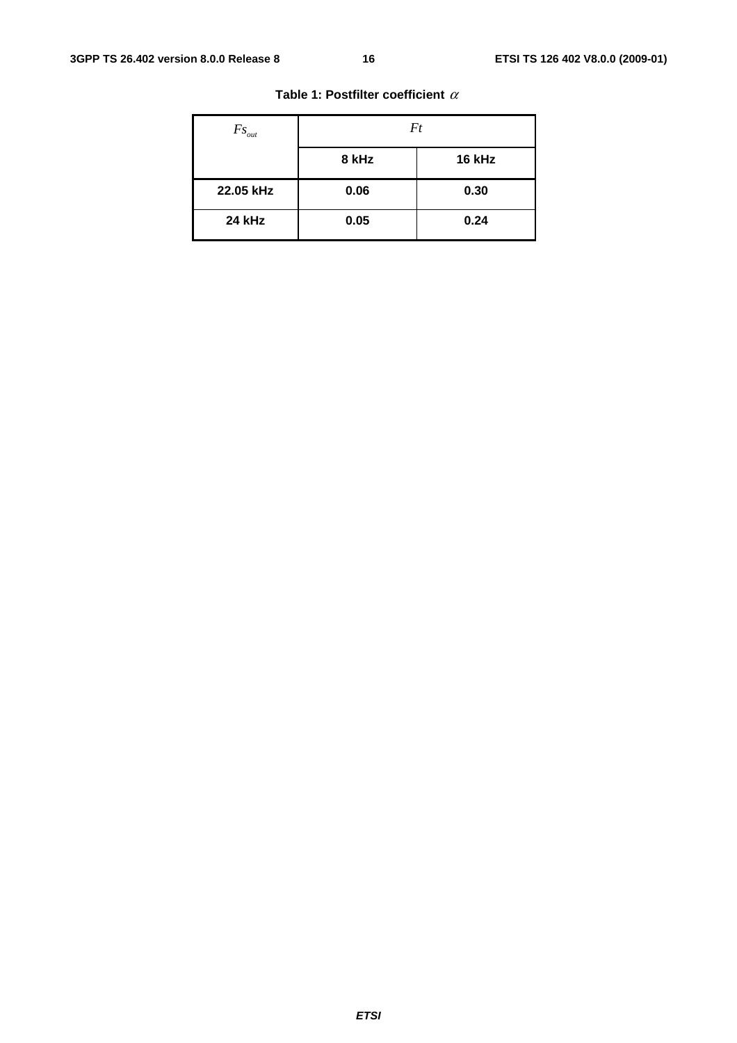**Table 1: Postfilter coefficient $\alpha$**

| $Fs_{out}$ | $Ft$ | |
|---|---|---|
| | **8 kHz** | **16 kHz** |
| **22.05 kHz** | **0.06** | **0.30** |
| **24 kHz** | **0.05** | **0.24** |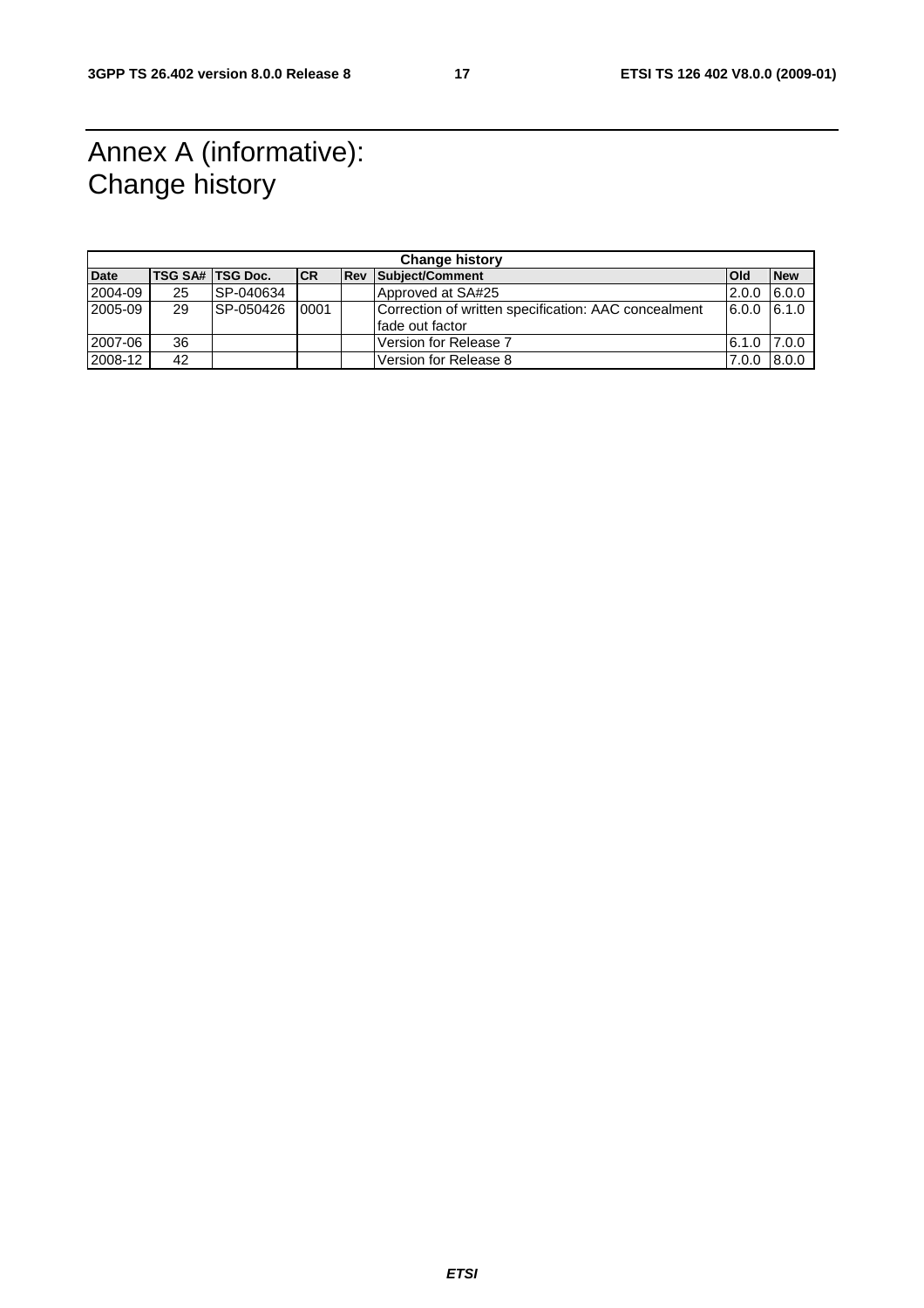# Annex A (informative): Change history

| Change history | | | | | | | |
|---|---|---|---|---|---|---|---|
| **Date** | **TSG SA#** | **TSG Doc.** | **CR** | **Rev** | **Subject/Comment** | **Old** | **New** |
| 2004-09 | 25 | SP-040634 | | | Approved at SA#25 | 2.0.0 | 6.0.0 |
| 2005-09 | 29 | SP-050426 | 0001 | | Correction of written specification: AAC concealment fade out factor | 6.0.0 | 6.1.0 |
| 2007-06 | 36 | | | | Version for Release 7 | 6.1.0 | 7.0.0 |
| 2008-12 | 42 | | | | Version for Release 8 | 7.0.0 | 8.0.0 |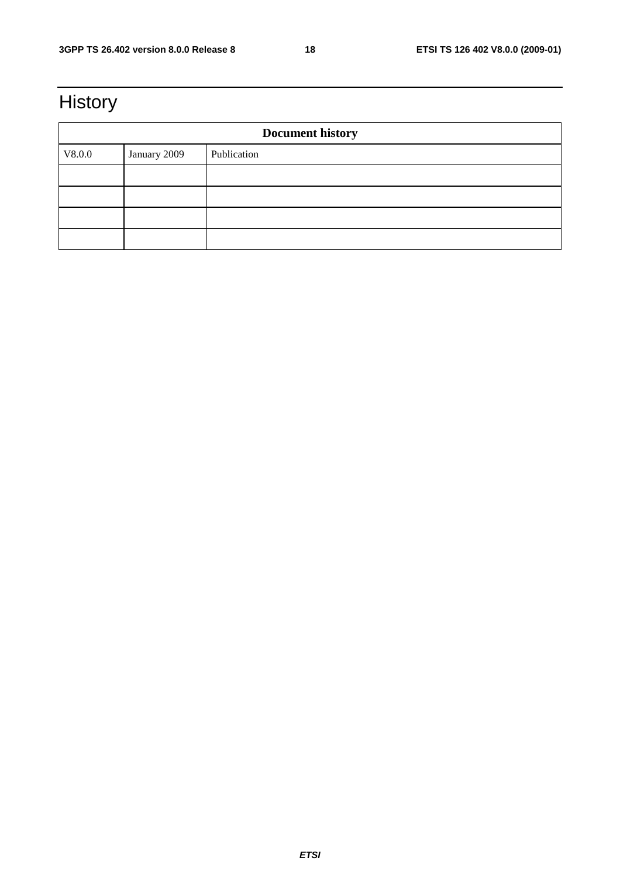# History

| Document history | | |
|---|---|---|
| V8.0.0 | January 2009 | Publication |
| | | |
| | | |
| | | |
| | | |